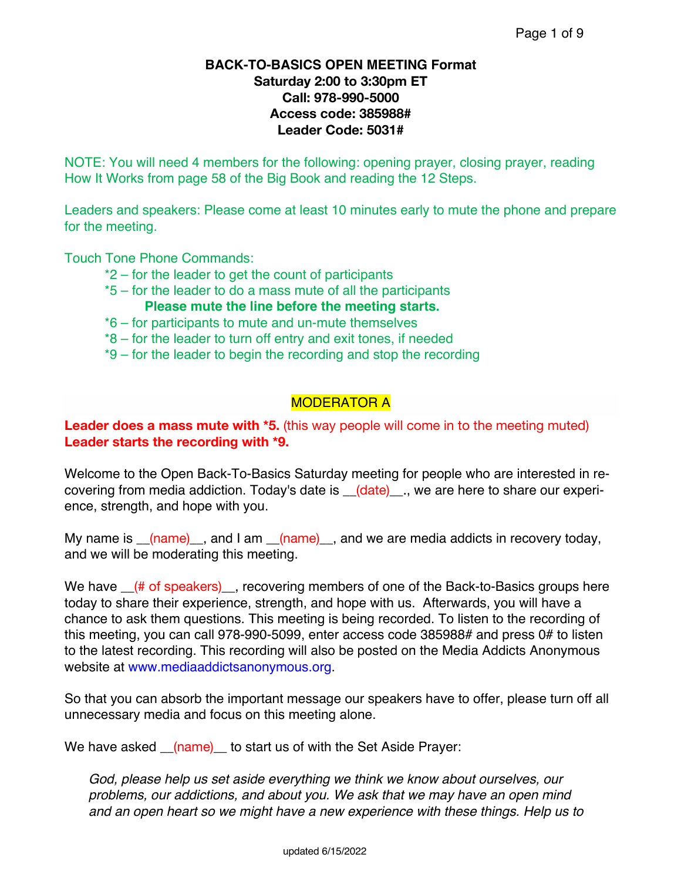**BACK-TO-BASICS OPEN MEETING Format**
**Saturday 2:00 to 3:30pm ET**
**Call: 978-990-5000**
**Access code: 385988#**
**Leader Code: 5031#**

NOTE: You will need 4 members for the following: opening prayer, closing prayer, reading How It Works from page 58 of the Big Book and reading the 12 Steps.

Leaders and speakers: Please come at least 10 minutes early to mute the phone and prepare for the meeting.

Touch Tone Phone Commands:

- *2 – for the leader to get the count of participants
- *5 – for the leader to do a mass mute of all the participants
  **Please mute the line before the meeting starts.**
- *6 – for participants to mute and un-mute themselves
- *8 – for the leader to turn off entry and exit tones, if needed
- *9 – for the leader to begin the recording and stop the recording

## MODERATOR A

**Leader does a mass mute with *5.** (this way people will come in to the meeting muted)
**Leader starts the recording with *9.**

Welcome to the Open Back-To-Basics Saturday meeting for people who are interested in recovering from media addiction. Today's date is __(date)__., we are here to share our experience, strength, and hope with you.

My name is __(name)__, and I am __(name)__, and we are media addicts in recovery today, and we will be moderating this meeting.

We have __(# of speakers)__, recovering members of one of the Back-to-Basics groups here today to share their experience, strength, and hope with us. Afterwards, you will have a chance to ask them questions. This meeting is being recorded. To listen to the recording of this meeting, you can call 978-990-5099, enter access code 385988# and press 0# to listen to the latest recording. This recording will also be posted on the Media Addicts Anonymous website at www.mediaaddictsanonymous.org.

So that you can absorb the important message our speakers have to offer, please turn off all unnecessary media and focus on this meeting alone.

We have asked __(name)__ to start us of with the Set Aside Prayer:

> *God, please help us set aside everything we think we know about ourselves, our problems, our addictions, and about you. We ask that we may have an open mind and an open heart so we might have a new experience with these things. Help us to*

updated 6/15/2022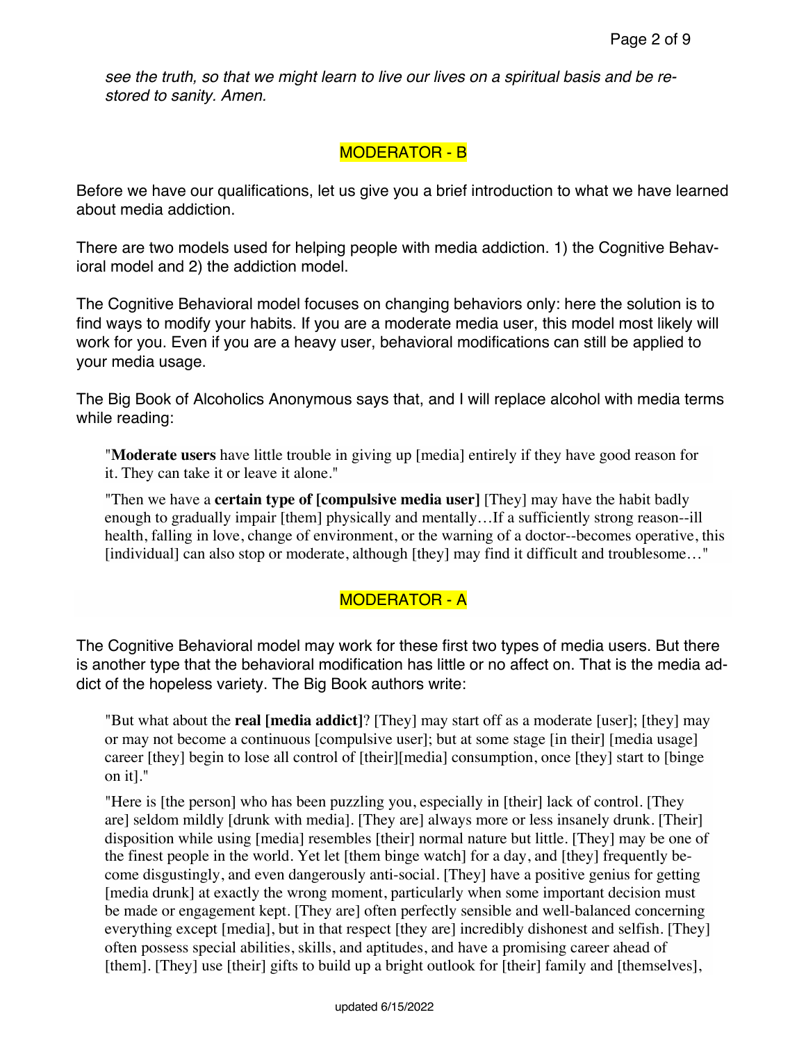*see the truth, so that we might learn to live our lives on a spiritual basis and be restored to sanity. Amen.*

MODERATOR - B

Before we have our qualifications, let us give you a brief introduction to what we have learned about media addiction.

There are two models used for helping people with media addiction. 1) the Cognitive Behavioral model and 2) the addiction model.

The Cognitive Behavioral model focuses on changing behaviors only: here the solution is to find ways to modify your habits. If you are a moderate media user, this model most likely will work for you. Even if you are a heavy user, behavioral modifications can still be applied to your media usage.

The Big Book of Alcoholics Anonymous says that, and I will replace alcohol with media terms while reading:

> "**Moderate users** have little trouble in giving up [media] entirely if they have good reason for it. They can take it or leave it alone."
>
> "Then we have a **certain type of [compulsive media user]** [They] may have the habit badly enough to gradually impair [them] physically and mentally…If a sufficiently strong reason--ill health, falling in love, change of environment, or the warning of a doctor--becomes operative, this [individual] can also stop or moderate, although [they] may find it difficult and troublesome…"

MODERATOR - A

The Cognitive Behavioral model may work for these first two types of media users. But there is another type that the behavioral modification has little or no affect on. That is the media addict of the hopeless variety. The Big Book authors write:

> "But what about the **real [media addict]**? [They] may start off as a moderate [user]; [they] may or may not become a continuous [compulsive user]; but at some stage [in their] [media usage] career [they] begin to lose all control of [their][media] consumption, once [they] start to [binge on it]."
>
> "Here is [the person] who has been puzzling you, especially in [their] lack of control. [They are] seldom mildly [drunk with media]. [They are] always more or less insanely drunk. [Their] disposition while using [media] resembles [their] normal nature but little. [They] may be one of the finest people in the world. Yet let [them binge watch] for a day, and [they] frequently become disgustingly, and even dangerously anti-social. [They] have a positive genius for getting [media drunk] at exactly the wrong moment, particularly when some important decision must be made or engagement kept. [They are] often perfectly sensible and well-balanced concerning everything except [media], but in that respect [they are] incredibly dishonest and selfish. [They] often possess special abilities, skills, and aptitudes, and have a promising career ahead of [them]. [They] use [their] gifts to build up a bright outlook for [their] family and [themselves],

updated 6/15/2022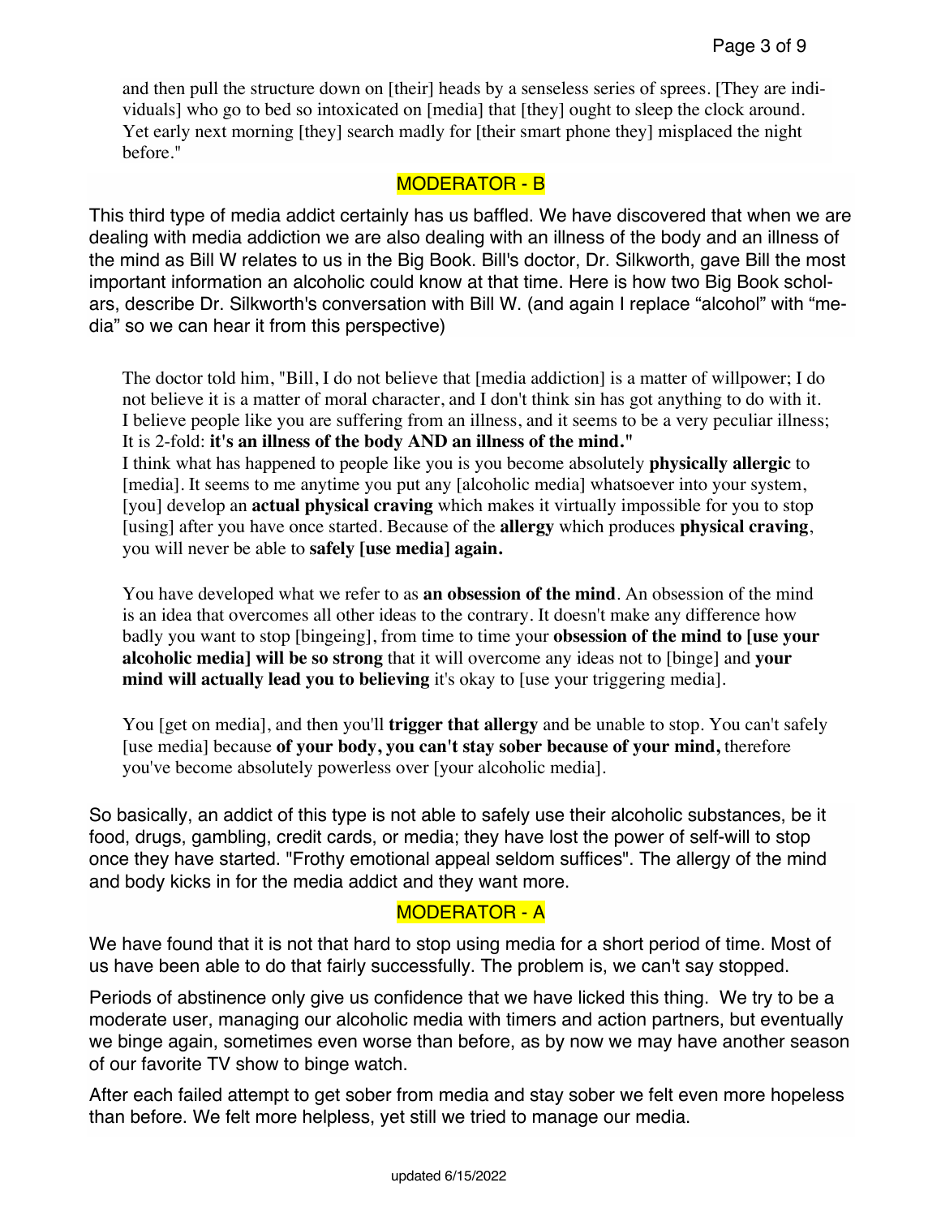> and then pull the structure down on [their] heads by a senseless series of sprees. [They are individuals] who go to bed so intoxicated on [media] that [they] ought to sleep the clock around. Yet early next morning [they] search madly for [their smart phone they] misplaced the night before."

MODERATOR - B

This third type of media addict certainly has us baffled. We have discovered that when we are dealing with media addiction we are also dealing with an illness of the body and an illness of the mind as Bill W relates to us in the Big Book. Bill's doctor, Dr. Silkworth, gave Bill the most important information an alcoholic could know at that time. Here is how two Big Book scholars, describe Dr. Silkworth's conversation with Bill W. (and again I replace "alcohol" with "media" so we can hear it from this perspective)

> The doctor told him, "Bill, I do not believe that [media addiction] is a matter of willpower; I do not believe it is a matter of moral character, and I don't think sin has got anything to do with it. I believe people like you are suffering from an illness, and it seems to be a very peculiar illness; It is 2-fold: **it's an illness of the body AND an illness of the mind.**"
> I think what has happened to people like you is you become absolutely **physically allergic** to [media]. It seems to me anytime you put any [alcoholic media] whatsoever into your system, [you] develop an **actual physical craving** which makes it virtually impossible for you to stop [using] after you have once started. Because of the **allergy** which produces **physical craving**, you will never be able to **safely [use media] again.**
>
> You have developed what we refer to as **an obsession of the mind**. An obsession of the mind is an idea that overcomes all other ideas to the contrary. It doesn't make any difference how badly you want to stop [bingeing], from time to time your **obsession of the mind to [use your alcoholic media] will be so strong** that it will overcome any ideas not to [binge] and **your mind will actually lead you to believing** it's okay to [use your triggering media].
>
> You [get on media], and then you'll **trigger that allergy** and be unable to stop. You can't safely [use media] because **of your body, you can't stay sober because of your mind,** therefore you've become absolutely powerless over [your alcoholic media].

So basically, an addict of this type is not able to safely use their alcoholic substances, be it food, drugs, gambling, credit cards, or media; they have lost the power of self-will to stop once they have started. "Frothy emotional appeal seldom suffices". The allergy of the mind and body kicks in for the media addict and they want more.

MODERATOR - A

We have found that it is not that hard to stop using media for a short period of time. Most of us have been able to do that fairly successfully. The problem is, we can't say stopped.

Periods of abstinence only give us confidence that we have licked this thing. We try to be a moderate user, managing our alcoholic media with timers and action partners, but eventually we binge again, sometimes even worse than before, as by now we may have another season of our favorite TV show to binge watch.

After each failed attempt to get sober from media and stay sober we felt even more hopeless than before. We felt more helpless, yet still we tried to manage our media.

updated 6/15/2022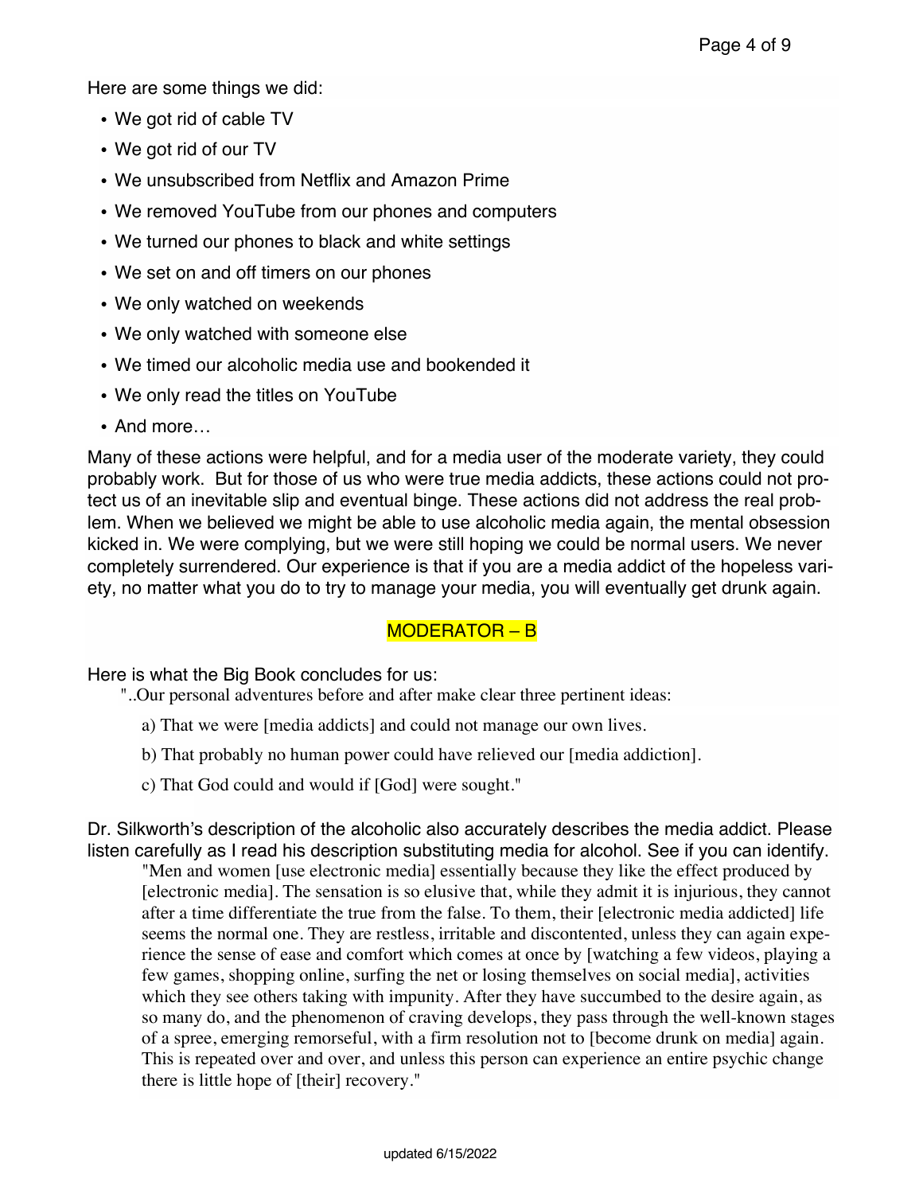Here are some things we did:

- We got rid of cable TV
- We got rid of our TV
- We unsubscribed from Netflix and Amazon Prime
- We removed YouTube from our phones and computers
- We turned our phones to black and white settings
- We set on and off timers on our phones
- We only watched on weekends
- We only watched with someone else
- We timed our alcoholic media use and bookended it
- We only read the titles on YouTube
- And more…

Many of these actions were helpful, and for a media user of the moderate variety, they could probably work. But for those of us who were true media addicts, these actions could not protect us of an inevitable slip and eventual binge. These actions did not address the real problem. When we believed we might be able to use alcoholic media again, the mental obsession kicked in. We were complying, but we were still hoping we could be normal users. We never completely surrendered. Our experience is that if you are a media addict of the hopeless variety, no matter what you do to try to manage your media, you will eventually get drunk again.

MODERATOR – B

Here is what the Big Book concludes for us:

> "..Our personal adventures before and after make clear three pertinent ideas:
>
> a) That we were [media addicts] and could not manage our own lives.
>
> b) That probably no human power could have relieved our [media addiction].
>
> c) That God could and would if [God] were sought."

Dr. Silkworth's description of the alcoholic also accurately describes the media addict. Please listen carefully as I read his description substituting media for alcohol. See if you can identify.

> "Men and women [use electronic media] essentially because they like the effect produced by [electronic media]. The sensation is so elusive that, while they admit it is injurious, they cannot after a time differentiate the true from the false. To them, their [electronic media addicted] life seems the normal one. They are restless, irritable and discontented, unless they can again experience the sense of ease and comfort which comes at once by [watching a few videos, playing a few games, shopping online, surfing the net or losing themselves on social media], activities which they see others taking with impunity. After they have succumbed to the desire again, as so many do, and the phenomenon of craving develops, they pass through the well-known stages of a spree, emerging remorseful, with a firm resolution not to [become drunk on media] again. This is repeated over and over, and unless this person can experience an entire psychic change there is little hope of [their] recovery."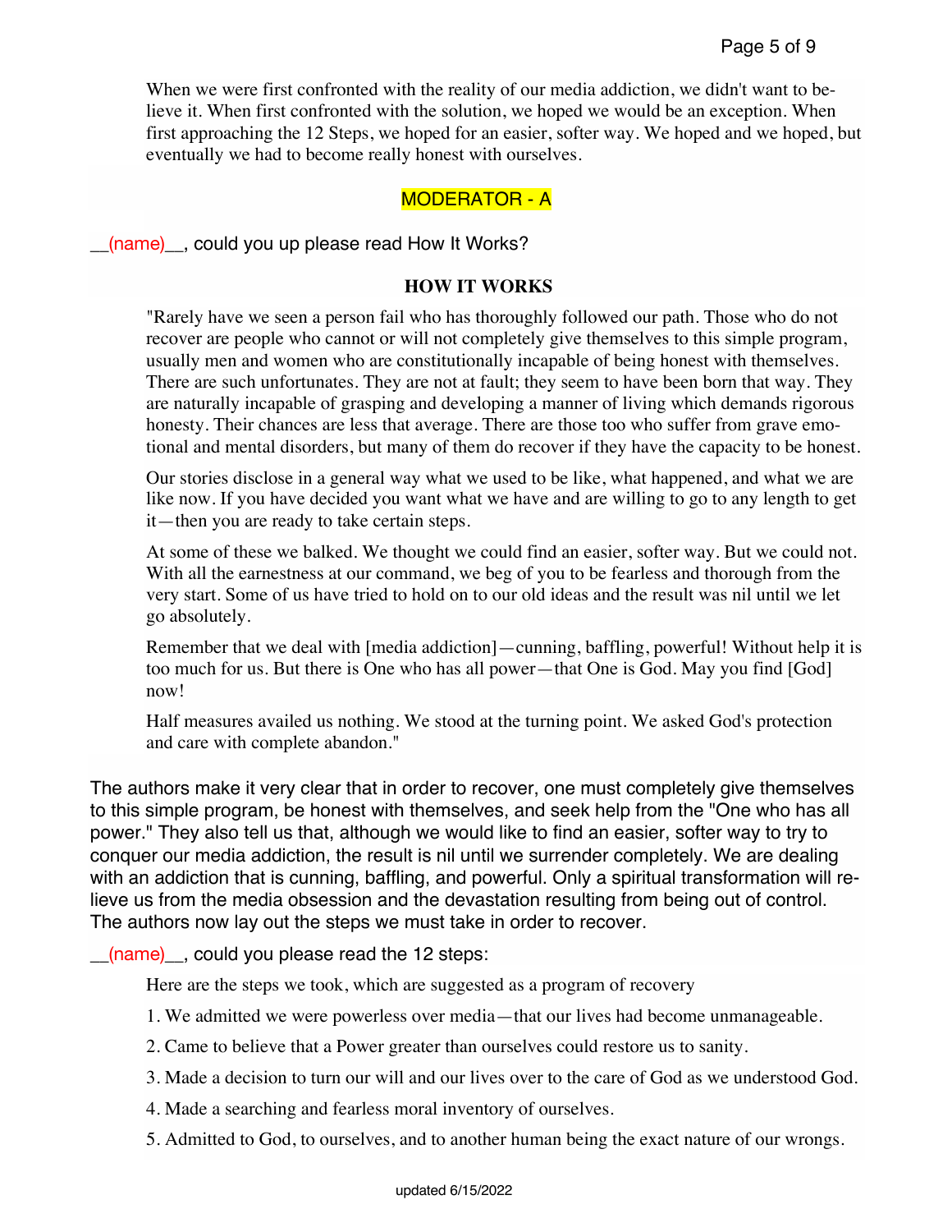When we were first confronted with the reality of our media addiction, we didn't want to believe it. When first confronted with the solution, we hoped we would be an exception. When first approaching the 12 Steps, we hoped for an easier, softer way. We hoped and we hoped, but eventually we had to become really honest with ourselves.

MODERATOR - A

__(name)__, could you up please read How It Works?

**HOW IT WORKS**

"Rarely have we seen a person fail who has thoroughly followed our path. Those who do not recover are people who cannot or will not completely give themselves to this simple program, usually men and women who are constitutionally incapable of being honest with themselves. There are such unfortunates. They are not at fault; they seem to have been born that way. They are naturally incapable of grasping and developing a manner of living which demands rigorous honesty. Their chances are less that average. There are those too who suffer from grave emotional and mental disorders, but many of them do recover if they have the capacity to be honest.

Our stories disclose in a general way what we used to be like, what happened, and what we are like now. If you have decided you want what we have and are willing to go to any length to get it—then you are ready to take certain steps.

At some of these we balked. We thought we could find an easier, softer way. But we could not. With all the earnestness at our command, we beg of you to be fearless and thorough from the very start. Some of us have tried to hold on to our old ideas and the result was nil until we let go absolutely.

Remember that we deal with [media addiction]—cunning, baffling, powerful! Without help it is too much for us. But there is One who has all power—that One is God. May you find [God] now!

Half measures availed us nothing. We stood at the turning point. We asked God's protection and care with complete abandon."

The authors make it very clear that in order to recover, one must completely give themselves to this simple program, be honest with themselves, and seek help from the "One who has all power." They also tell us that, although we would like to find an easier, softer way to try to conquer our media addiction, the result is nil until we surrender completely. We are dealing with an addiction that is cunning, baffling, and powerful. Only a spiritual transformation will relieve us from the media obsession and the devastation resulting from being out of control. The authors now lay out the steps we must take in order to recover.

__(name)__, could you please read the 12 steps:

Here are the steps we took, which are suggested as a program of recovery

1. We admitted we were powerless over media—that our lives had become unmanageable.
2. Came to believe that a Power greater than ourselves could restore us to sanity.
3. Made a decision to turn our will and our lives over to the care of God as we understood God.
4. Made a searching and fearless moral inventory of ourselves.
5. Admitted to God, to ourselves, and to another human being the exact nature of our wrongs.

updated 6/15/2022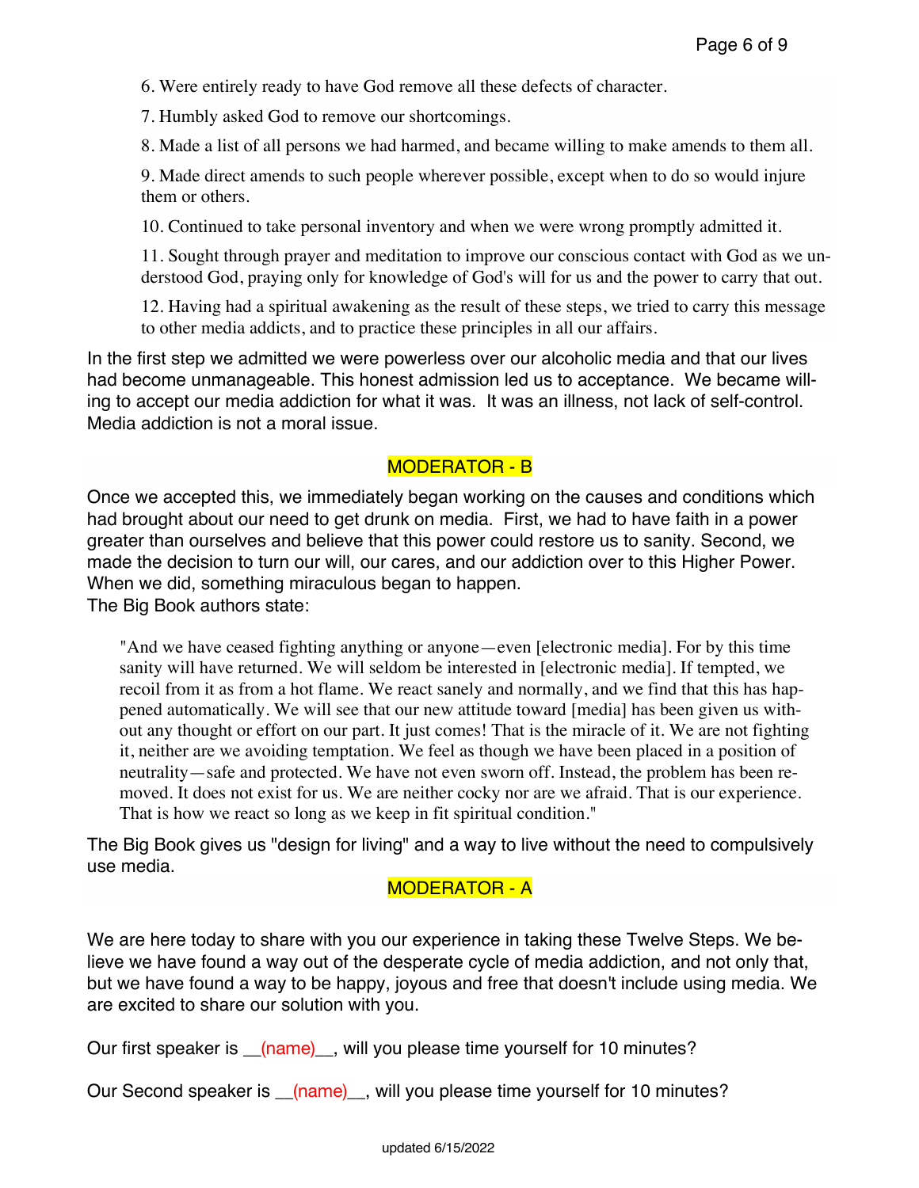6. Were entirely ready to have God remove all these defects of character.

7. Humbly asked God to remove our shortcomings.

8. Made a list of all persons we had harmed, and became willing to make amends to them all.

9. Made direct amends to such people wherever possible, except when to do so would injure them or others.

10. Continued to take personal inventory and when we were wrong promptly admitted it.

11. Sought through prayer and meditation to improve our conscious contact with God as we understood God, praying only for knowledge of God's will for us and the power to carry that out.

12. Having had a spiritual awakening as the result of these steps, we tried to carry this message to other media addicts, and to practice these principles in all our affairs.

In the first step we admitted we were powerless over our alcoholic media and that our lives had become unmanageable. This honest admission led us to acceptance. We became willing to accept our media addiction for what it was. It was an illness, not lack of self-control. Media addiction is not a moral issue.

MODERATOR - B

Once we accepted this, we immediately began working on the causes and conditions which had brought about our need to get drunk on media. First, we had to have faith in a power greater than ourselves and believe that this power could restore us to sanity. Second, we made the decision to turn our will, our cares, and our addiction over to this Higher Power. When we did, something miraculous began to happen.
The Big Book authors state:

> "And we have ceased fighting anything or anyone—even [electronic media]. For by this time sanity will have returned. We will seldom be interested in [electronic media]. If tempted, we recoil from it as from a hot flame. We react sanely and normally, and we find that this has happened automatically. We will see that our new attitude toward [media] has been given us without any thought or effort on our part. It just comes! That is the miracle of it. We are not fighting it, neither are we avoiding temptation. We feel as though we have been placed in a position of neutrality—safe and protected. We have not even sworn off. Instead, the problem has been removed. It does not exist for us. We are neither cocky nor are we afraid. That is our experience. That is how we react so long as we keep in fit spiritual condition."

The Big Book gives us "design for living" and a way to live without the need to compulsively use media.

MODERATOR - A

We are here today to share with you our experience in taking these Twelve Steps. We believe we have found a way out of the desperate cycle of media addiction, and not only that, but we have found a way to be happy, joyous and free that doesn't include using media. We are excited to share our solution with you.

Our first speaker is __(name)__, will you please time yourself for 10 minutes?

Our Second speaker is __(name)__, will you please time yourself for 10 minutes?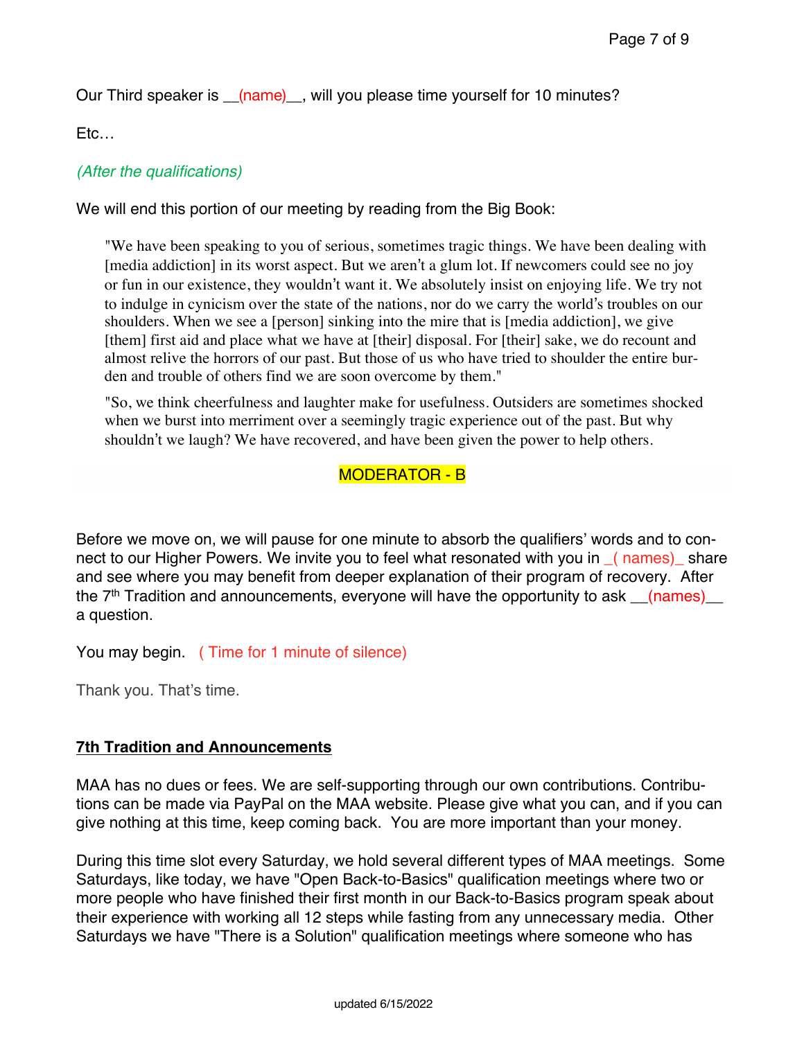Our Third speaker is __(name)__, will you please time yourself for 10 minutes?

Etc…

*(After the qualifications)*

We will end this portion of our meeting by reading from the Big Book:

> "We have been speaking to you of serious, sometimes tragic things. We have been dealing with [media addiction] in its worst aspect. But we aren't a glum lot. If newcomers could see no joy or fun in our existence, they wouldn't want it. We absolutely insist on enjoying life. We try not to indulge in cynicism over the state of the nations, nor do we carry the world's troubles on our shoulders. When we see a [person] sinking into the mire that is [media addiction], we give [them] first aid and place what we have at [their] disposal. For [their] sake, we do recount and almost relive the horrors of our past. But those of us who have tried to shoulder the entire burden and trouble of others find we are soon overcome by them."
>
> "So, we think cheerfulness and laughter make for usefulness. Outsiders are sometimes shocked when we burst into merriment over a seemingly tragic experience out of the past. But why shouldn't we laugh? We have recovered, and have been given the power to help others.

MODERATOR - B

Before we move on, we will pause for one minute to absorb the qualifiers' words and to connect to our Higher Powers. We invite you to feel what resonated with you in _( names)_ share and see where you may benefit from deeper explanation of their program of recovery. After the 7th Tradition and announcements, everyone will have the opportunity to ask __(names)__ a question.

You may begin. ( Time for 1 minute of silence)

Thank you. That's time.

**7th Tradition and Announcements**

MAA has no dues or fees. We are self-supporting through our own contributions. Contributions can be made via PayPal on the MAA website. Please give what you can, and if you can give nothing at this time, keep coming back. You are more important than your money.

During this time slot every Saturday, we hold several different types of MAA meetings. Some Saturdays, like today, we have "Open Back-to-Basics" qualification meetings where two or more people who have finished their first month in our Back-to-Basics program speak about their experience with working all 12 steps while fasting from any unnecessary media. Other Saturdays we have "There is a Solution" qualification meetings where someone who has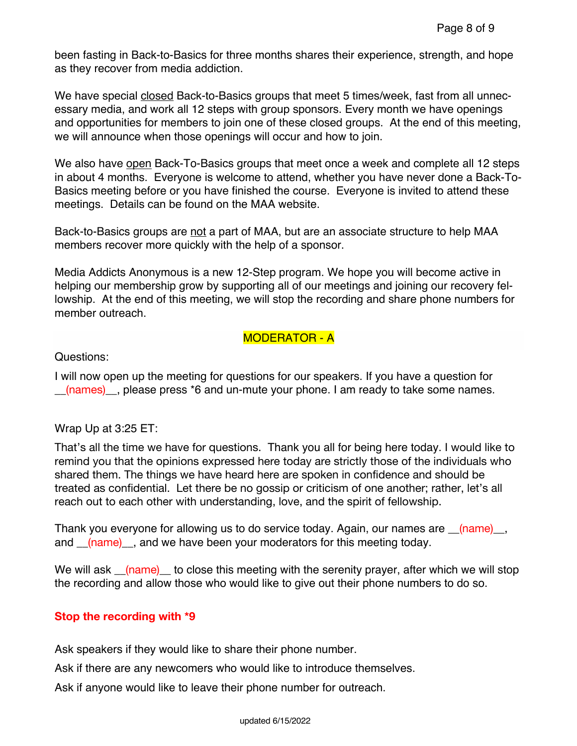been fasting in Back-to-Basics for three months shares their experience, strength, and hope as they recover from media addiction.

We have special closed Back-to-Basics groups that meet 5 times/week, fast from all unnecessary media, and work all 12 steps with group sponsors. Every month we have openings and opportunities for members to join one of these closed groups. At the end of this meeting, we will announce when those openings will occur and how to join.

We also have open Back-To-Basics groups that meet once a week and complete all 12 steps in about 4 months. Everyone is welcome to attend, whether you have never done a Back-To-Basics meeting before or you have finished the course. Everyone is invited to attend these meetings. Details can be found on the MAA website.

Back-to-Basics groups are not a part of MAA, but are an associate structure to help MAA members recover more quickly with the help of a sponsor.

Media Addicts Anonymous is a new 12-Step program. We hope you will become active in helping our membership grow by supporting all of our meetings and joining our recovery fellowship. At the end of this meeting, we will stop the recording and share phone numbers for member outreach.

MODERATOR - A

Questions:

I will now open up the meeting for questions for our speakers. If you have a question for __(names)__, please press *6 and un-mute your phone. I am ready to take some names.

Wrap Up at 3:25 ET:

That's all the time we have for questions. Thank you all for being here today. I would like to remind you that the opinions expressed here today are strictly those of the individuals who shared them. The things we have heard here are spoken in confidence and should be treated as confidential. Let there be no gossip or criticism of one another; rather, let's all reach out to each other with understanding, love, and the spirit of fellowship.

Thank you everyone for allowing us to do service today. Again, our names are __(name)__, and __(name)__, and we have been your moderators for this meeting today.

We will ask __(name)__ to close this meeting with the serenity prayer, after which we will stop the recording and allow those who would like to give out their phone numbers to do so.

**Stop the recording with *9**

Ask speakers if they would like to share their phone number.

Ask if there are any newcomers who would like to introduce themselves.

Ask if anyone would like to leave their phone number for outreach.

updated 6/15/2022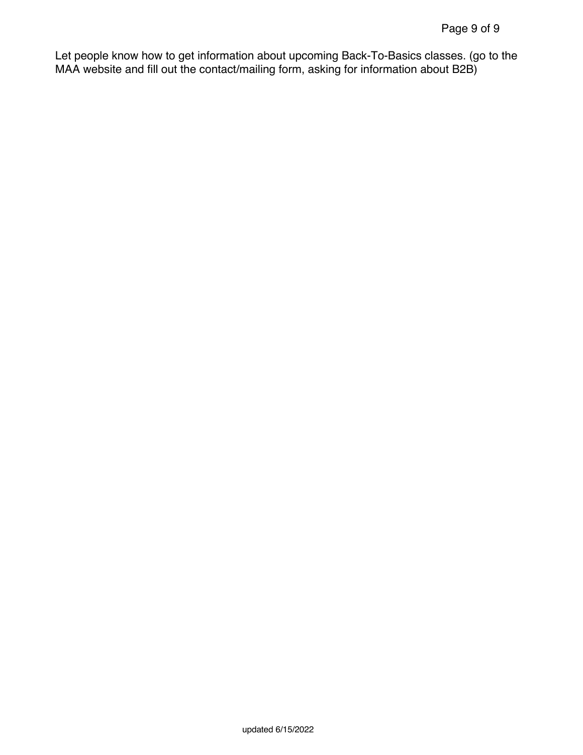Let people know how to get information about upcoming Back-To-Basics classes. (go to the MAA website and fill out the contact/mailing form, asking for information about B2B)